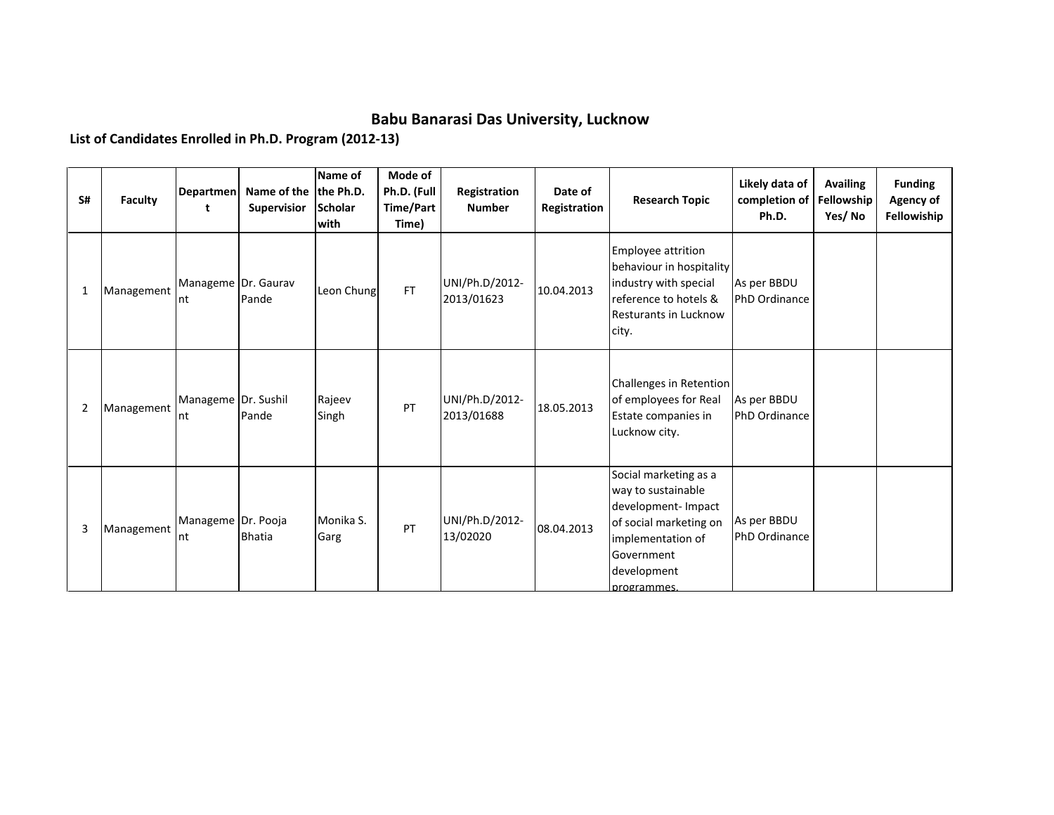# Babu Banarasi Das University, Lucknow

**List of Candidates Enrolled in Ph.D. Program (2012-13)**

| S# | Faculty | Department | Name of the Supervisior | Name of the Ph.D. Scholar with | Mode of Ph.D. (Full Time/Part Time) | Registration Number | Date of Registration | Research Topic | Likely data of completion of Ph.D. | Availing Fellowship Yes/ No | Funding Agency of Fellowship |
|---|---|---|---|---|---|---|---|---|---|---|---|
| 1 | Management | Management | Dr. Gaurav Pande | Leon Chung | FT | UNI/Ph.D/2012-2013/01623 | 10.04.2013 | Employee attrition behaviour in hospitality industry with special reference to hotels & Resturants in Lucknow city. | As per BBDU PhD Ordinance | | |
| 2 | Management | Management | Dr. Sushil Pande | Rajeev Singh | PT | UNI/Ph.D/2012-2013/01688 | 18.05.2013 | Challenges in Retention of employees for Real Estate companies in Lucknow city. | As per BBDU PhD Ordinance | | |
| 3 | Management | Management | Dr. Pooja Bhatia | Monika S. Garg | PT | UNI/Ph.D/2012-13/02020 | 08.04.2013 | Social marketing as a way to sustainable development- Impact of social marketing on implementation of Government development programmes. | As per BBDU PhD Ordinance | | |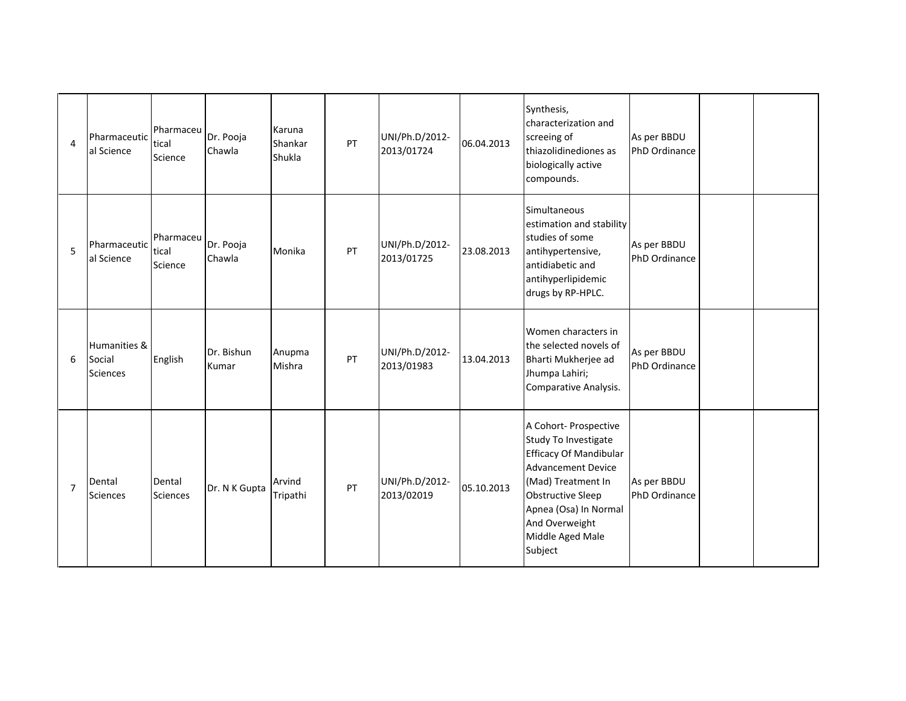| | | | | | | | | | | | |
|---|---|---|---|---|---|---|---|---|---|---|---|
| 4 | Pharmaceutical Science | Pharmaceutical Science | Dr. Pooja Chawla | Karuna Shankar Shukla | PT | UNI/Ph.D/2012-2013/01724 | 06.04.2013 | Synthesis, characterization and screeing of thiazolidinediones as biologically active compounds. | As per BBDU PhD Ordinance | | |
| 5 | Pharmaceutical Science | Pharmaceutical Science | Dr. Pooja Chawla | Monika | PT | UNI/Ph.D/2012-2013/01725 | 23.08.2013 | Simultaneous estimation and stability studies of some antihypertensive, antidiabetic and antihyperlipidemic drugs by RP-HPLC. | As per BBDU PhD Ordinance | | |
| 6 | Humanities & Social Sciences | English | Dr. Bishun Kumar | Anupma Mishra | PT | UNI/Ph.D/2012-2013/01983 | 13.04.2013 | Women characters in the selected novels of Bharti Mukherjee ad Jhumpa Lahiri; Comparative Analysis. | As per BBDU PhD Ordinance | | |
| 7 | Dental Sciences | Dental Sciences | Dr. N K Gupta | Arvind Tripathi | PT | UNI/Ph.D/2012-2013/02019 | 05.10.2013 | A Cohort- Prospective Study To Investigate Efficacy Of Mandibular Advancement Device (Mad) Treatment In Obstructive Sleep Apnea (Osa) In Normal And Overweight Middle Aged Male Subject | As per BBDU PhD Ordinance | | |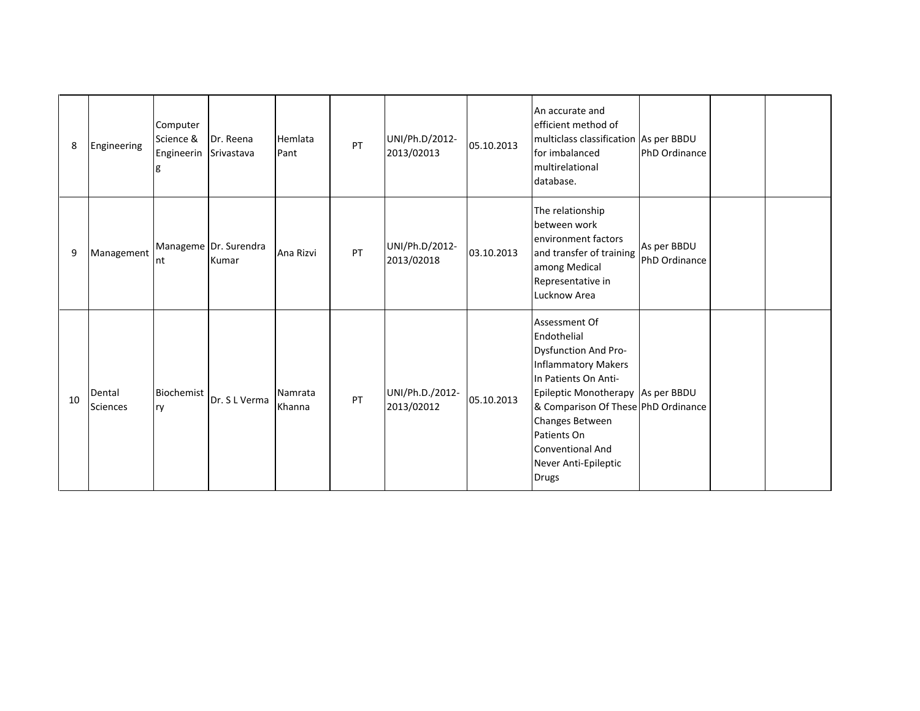| | | | | | | | | | | | |
|---|---|---|---|---|---|---|---|---|---|---|---|
| 8 | Engineering | Computer Science & Engineering | Dr. Reena Srivastava | Hemlata Pant | PT | UNI/Ph.D/2012-2013/02013 | 05.10.2013 | An accurate and efficient method of multiclass classification for imbalanced multirelational database. | As per BBDU PhD Ordinance | | |
| 9 | Management | Management | Dr. Surendra Kumar | Ana Rizvi | PT | UNI/Ph.D/2012-2013/02018 | 03.10.2013 | The relationship between work environment factors and transfer of training among Medical Representative in Lucknow Area | As per BBDU PhD Ordinance | | |
| 10 | Dental Sciences | Biochemistry | Dr. S L Verma | Namrata Khanna | PT | UNI/Ph.D./2012-2013/02012 | 05.10.2013 | Assessment Of Endothelial Dysfunction And Pro-Inflammatory Makers In Patients On Anti-Epileptic Monotherapy & Comparison Of These Changes Between Patients On Conventional And Never Anti-Epileptic Drugs | As per BBDU PhD Ordinance | | |